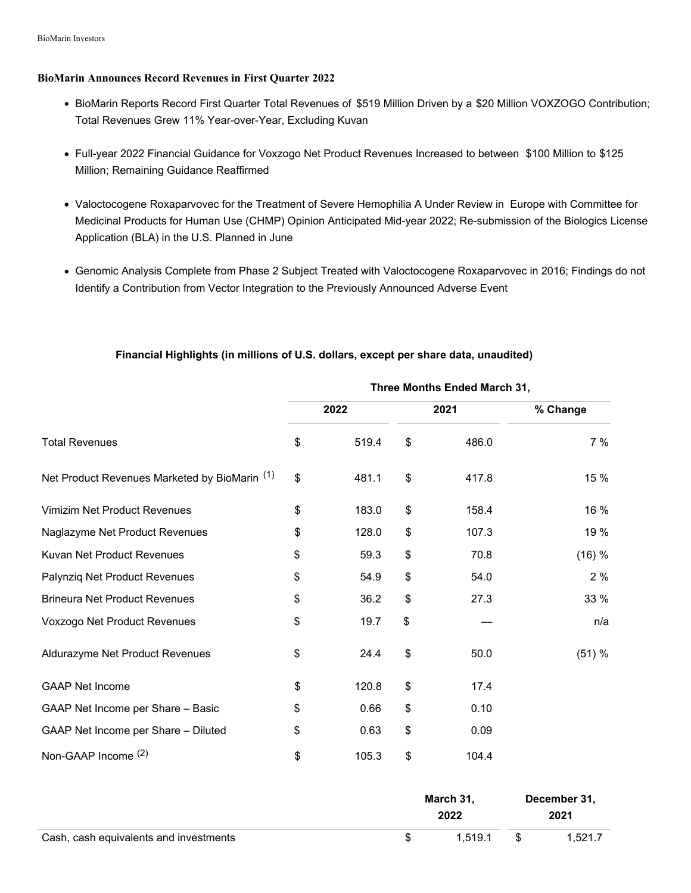# BioMarin Announces Record Revenues in First Quarter 2022

- BioMarin Reports Record First Quarter Total Revenues of $519 Million Driven by a $20 Million VOXZOGO Contribution; Total Revenues Grew 11% Year-over-Year, Excluding Kuvan
- Full-year 2022 Financial Guidance for Voxzogo Net Product Revenues Increased to between $100 Million to $125 Million; Remaining Guidance Reaffirmed
- Valoctocogene Roxaparvovec for the Treatment of Severe Hemophilia A Under Review in Europe with Committee for Medicinal Products for Human Use (CHMP) Opinion Anticipated Mid-year 2022; Re-submission of the Biologics License Application (BLA) in the U.S. Planned in June
- Genomic Analysis Complete from Phase 2 Subject Treated with Valoctocogene Roxaparvovec in 2016; Findings do not Identify a Contribution from Vector Integration to the Previously Announced Adverse Event

**Financial Highlights (in millions of U.S. dollars, except per share data, unaudited)**

| | Three Months Ended March 31, | | |
|---|---|---|---|
| | 2022 | 2021 | % Change |
| Total Revenues | $ 519.4 | $ 486.0 | 7 % |
| Net Product Revenues Marketed by BioMarin [(1)] | $ 481.1 | $ 417.8 | 15 % |
| Vimizim Net Product Revenues | $ 183.0 | $ 158.4 | 16 % |
| Naglazyme Net Product Revenues | $ 128.0 | $ 107.3 | 19 % |
| Kuvan Net Product Revenues | $ 59.3 | $ 70.8 | (16) % |
| Palynziq Net Product Revenues | $ 54.9 | $ 54.0 | 2 % |
| Brineura Net Product Revenues | $ 36.2 | $ 27.3 | 33 % |
| Voxzogo Net Product Revenues | $ 19.7 | $ — | n/a |
| Aldurazyme Net Product Revenues | $ 24.4 | $ 50.0 | (51) % |
| GAAP Net Income | $ 120.8 | $ 17.4 | |
| GAAP Net Income per Share – Basic | $ 0.66 | $ 0.10 | |
| GAAP Net Income per Share – Diluted | $ 0.63 | $ 0.09 | |
| Non-GAAP Income [(2)] | $ 105.3 | $ 104.4 | |

| | March 31, 2022 | December 31, 2021 |
|---|---|---|
| Cash, cash equivalents and investments | $ 1,519.1 | $ 1,521.7 |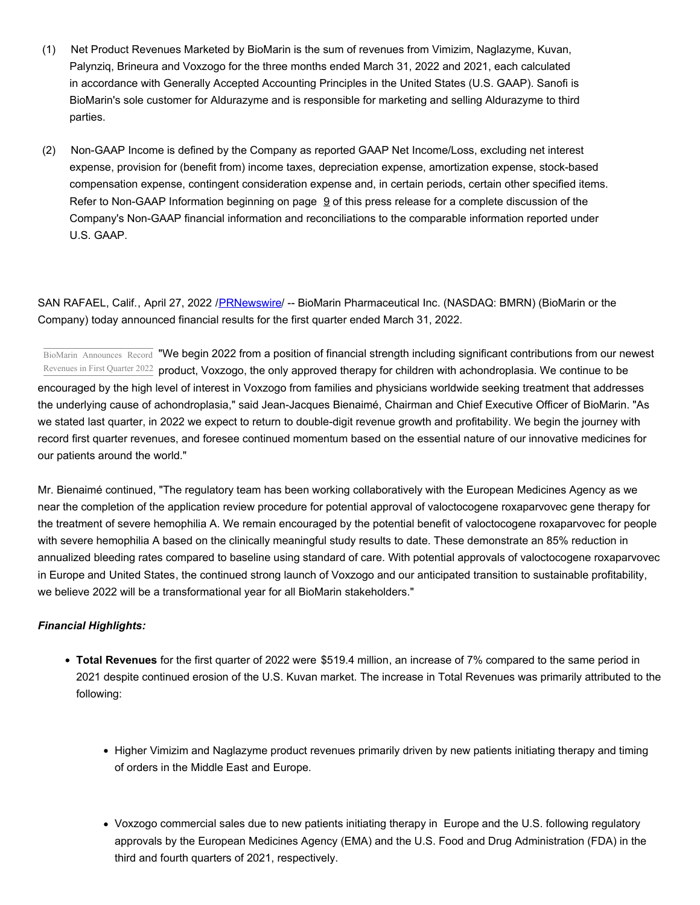(1) Net Product Revenues Marketed by BioMarin is the sum of revenues from Vimizim, Naglazyme, Kuvan, Palynziq, Brineura and Voxzogo for the three months ended March 31, 2022 and 2021, each calculated in accordance with Generally Accepted Accounting Principles in the United States (U.S. GAAP). Sanofi is BioMarin's sole customer for Aldurazyme and is responsible for marketing and selling Aldurazyme to third parties.

(2) Non-GAAP Income is defined by the Company as reported GAAP Net Income/Loss, excluding net interest expense, provision for (benefit from) income taxes, depreciation expense, amortization expense, stock-based compensation expense, contingent consideration expense and, in certain periods, certain other specified items. Refer to Non-GAAP Information beginning on page 9 of this press release for a complete discussion of the Company's Non-GAAP financial information and reconciliations to the comparable information reported under U.S. GAAP.

SAN RAFAEL, Calif., April 27, 2022 /PRNewswire/ -- BioMarin Pharmaceutical Inc. (NASDAQ: BMRN) (BioMarin or the Company) today announced financial results for the first quarter ended March 31, 2022.

BioMarin Announces Record Revenues in First Quarter 2022

"We begin 2022 from a position of financial strength including significant contributions from our newest product, Voxzogo, the only approved therapy for children with achondroplasia. We continue to be encouraged by the high level of interest in Voxzogo from families and physicians worldwide seeking treatment that addresses the underlying cause of achondroplasia," said Jean-Jacques Bienaimé, Chairman and Chief Executive Officer of BioMarin. "As we stated last quarter, in 2022 we expect to return to double-digit revenue growth and profitability. We begin the journey with record first quarter revenues, and foresee continued momentum based on the essential nature of our innovative medicines for our patients around the world."

Mr. Bienaimé continued, "The regulatory team has been working collaboratively with the European Medicines Agency as we near the completion of the application review procedure for potential approval of valoctocogene roxaparvovec gene therapy for the treatment of severe hemophilia A. We remain encouraged by the potential benefit of valoctocogene roxaparvovec for people with severe hemophilia A based on the clinically meaningful study results to date. These demonstrate an 85% reduction in annualized bleeding rates compared to baseline using standard of care. With potential approvals of valoctocogene roxaparvovec in Europe and United States, the continued strong launch of Voxzogo and our anticipated transition to sustainable profitability, we believe 2022 will be a transformational year for all BioMarin stakeholders."

***Financial Highlights:***

- **Total Revenues** for the first quarter of 2022 were $519.4 million, an increase of 7% compared to the same period in 2021 despite continued erosion of the U.S. Kuvan market. The increase in Total Revenues was primarily attributed to the following:
  - Higher Vimizim and Naglazyme product revenues primarily driven by new patients initiating therapy and timing of orders in the Middle East and Europe.
  - Voxzogo commercial sales due to new patients initiating therapy in Europe and the U.S. following regulatory approvals by the European Medicines Agency (EMA) and the U.S. Food and Drug Administration (FDA) in the third and fourth quarters of 2021, respectively.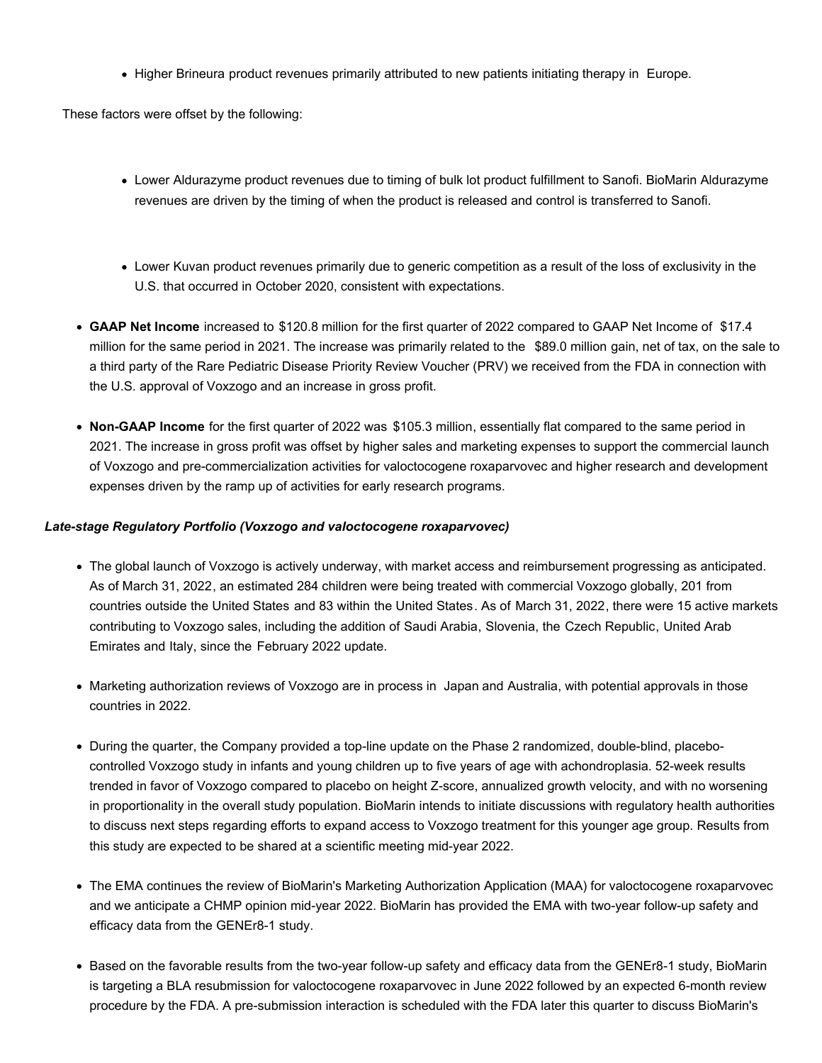- Higher Brineura product revenues primarily attributed to new patients initiating therapy in Europe.

  These factors were offset by the following:

  - Lower Aldurazyme product revenues due to timing of bulk lot product fulfillment to Sanofi. BioMarin Aldurazyme revenues are driven by the timing of when the product is released and control is transferred to Sanofi.

  - Lower Kuvan product revenues primarily due to generic competition as a result of the loss of exclusivity in the U.S. that occurred in October 2020, consistent with expectations.

- **GAAP Net Income** increased to $120.8 million for the first quarter of 2022 compared to GAAP Net Income of $17.4 million for the same period in 2021. The increase was primarily related to the $89.0 million gain, net of tax, on the sale to a third party of the Rare Pediatric Disease Priority Review Voucher (PRV) we received from the FDA in connection with the U.S. approval of Voxzogo and an increase in gross profit.

- **Non-GAAP Income** for the first quarter of 2022 was $105.3 million, essentially flat compared to the same period in 2021. The increase in gross profit was offset by higher sales and marketing expenses to support the commercial launch of Voxzogo and pre-commercialization activities for valoctocogene roxaparvovec and higher research and development expenses driven by the ramp up of activities for early research programs.

***Late-stage Regulatory Portfolio (Voxzogo and valoctocogene roxaparvovec)***

- The global launch of Voxzogo is actively underway, with market access and reimbursement progressing as anticipated. As of March 31, 2022, an estimated 284 children were being treated with commercial Voxzogo globally, 201 from countries outside the United States and 83 within the United States. As of March 31, 2022, there were 15 active markets contributing to Voxzogo sales, including the addition of Saudi Arabia, Slovenia, the Czech Republic, United Arab Emirates and Italy, since the February 2022 update.

- Marketing authorization reviews of Voxzogo are in process in Japan and Australia, with potential approvals in those countries in 2022.

- During the quarter, the Company provided a top-line update on the Phase 2 randomized, double-blind, placebo-controlled Voxzogo study in infants and young children up to five years of age with achondroplasia. 52-week results trended in favor of Voxzogo compared to placebo on height Z-score, annualized growth velocity, and with no worsening in proportionality in the overall study population. BioMarin intends to initiate discussions with regulatory health authorities to discuss next steps regarding efforts to expand access to Voxzogo treatment for this younger age group. Results from this study are expected to be shared at a scientific meeting mid-year 2022.

- The EMA continues the review of BioMarin's Marketing Authorization Application (MAA) for valoctocogene roxaparvovec and we anticipate a CHMP opinion mid-year 2022. BioMarin has provided the EMA with two-year follow-up safety and efficacy data from the GENEr8-1 study.

- Based on the favorable results from the two-year follow-up safety and efficacy data from the GENEr8-1 study, BioMarin is targeting a BLA resubmission for valoctocogene roxaparvovec in June 2022 followed by an expected 6-month review procedure by the FDA. A pre-submission interaction is scheduled with the FDA later this quarter to discuss BioMarin's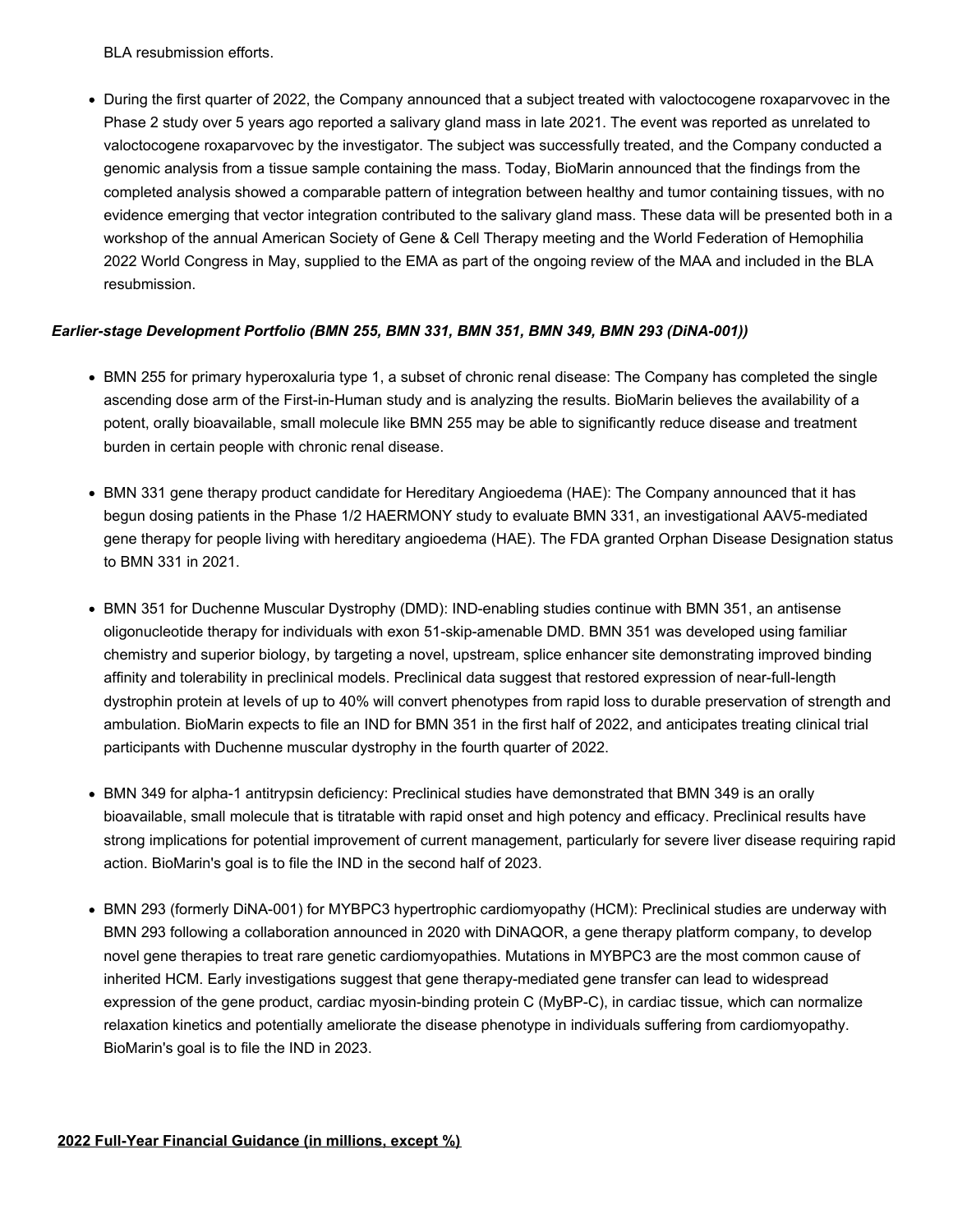BLA resubmission efforts.

- During the first quarter of 2022, the Company announced that a subject treated with valoctocogene roxaparvovec in the Phase 2 study over 5 years ago reported a salivary gland mass in late 2021. The event was reported as unrelated to valoctocogene roxaparvovec by the investigator. The subject was successfully treated, and the Company conducted a genomic analysis from a tissue sample containing the mass. Today, BioMarin announced that the findings from the completed analysis showed a comparable pattern of integration between healthy and tumor containing tissues, with no evidence emerging that vector integration contributed to the salivary gland mass. These data will be presented both in a workshop of the annual American Society of Gene & Cell Therapy meeting and the World Federation of Hemophilia 2022 World Congress in May, supplied to the EMA as part of the ongoing review of the MAA and included in the BLA resubmission.

***Earlier-stage Development Portfolio (BMN 255, BMN 331, BMN 351, BMN 349, BMN 293 (DiNA-001))***

- BMN 255 for primary hyperoxaluria type 1, a subset of chronic renal disease: The Company has completed the single ascending dose arm of the First-in-Human study and is analyzing the results. BioMarin believes the availability of a potent, orally bioavailable, small molecule like BMN 255 may be able to significantly reduce disease and treatment burden in certain people with chronic renal disease.

- BMN 331 gene therapy product candidate for Hereditary Angioedema (HAE): The Company announced that it has begun dosing patients in the Phase 1/2 HAERMONY study to evaluate BMN 331, an investigational AAV5-mediated gene therapy for people living with hereditary angioedema (HAE). The FDA granted Orphan Disease Designation status to BMN 331 in 2021.

- BMN 351 for Duchenne Muscular Dystrophy (DMD): IND-enabling studies continue with BMN 351, an antisense oligonucleotide therapy for individuals with exon 51-skip-amenable DMD. BMN 351 was developed using familiar chemistry and superior biology, by targeting a novel, upstream, splice enhancer site demonstrating improved binding affinity and tolerability in preclinical models. Preclinical data suggest that restored expression of near-full-length dystrophin protein at levels of up to 40% will convert phenotypes from rapid loss to durable preservation of strength and ambulation. BioMarin expects to file an IND for BMN 351 in the first half of 2022, and anticipates treating clinical trial participants with Duchenne muscular dystrophy in the fourth quarter of 2022.

- BMN 349 for alpha-1 antitrypsin deficiency: Preclinical studies have demonstrated that BMN 349 is an orally bioavailable, small molecule that is titratable with rapid onset and high potency and efficacy. Preclinical results have strong implications for potential improvement of current management, particularly for severe liver disease requiring rapid action. BioMarin's goal is to file the IND in the second half of 2023.

- BMN 293 (formerly DiNA-001) for MYBPC3 hypertrophic cardiomyopathy (HCM): Preclinical studies are underway with BMN 293 following a collaboration announced in 2020 with DiNAQOR, a gene therapy platform company, to develop novel gene therapies to treat rare genetic cardiomyopathies. Mutations in MYBPC3 are the most common cause of inherited HCM. Early investigations suggest that gene therapy-mediated gene transfer can lead to widespread expression of the gene product, cardiac myosin-binding protein C (MyBP-C), in cardiac tissue, which can normalize relaxation kinetics and potentially ameliorate the disease phenotype in individuals suffering from cardiomyopathy. BioMarin's goal is to file the IND in 2023.

**2022 Full-Year Financial Guidance (in millions, except %)**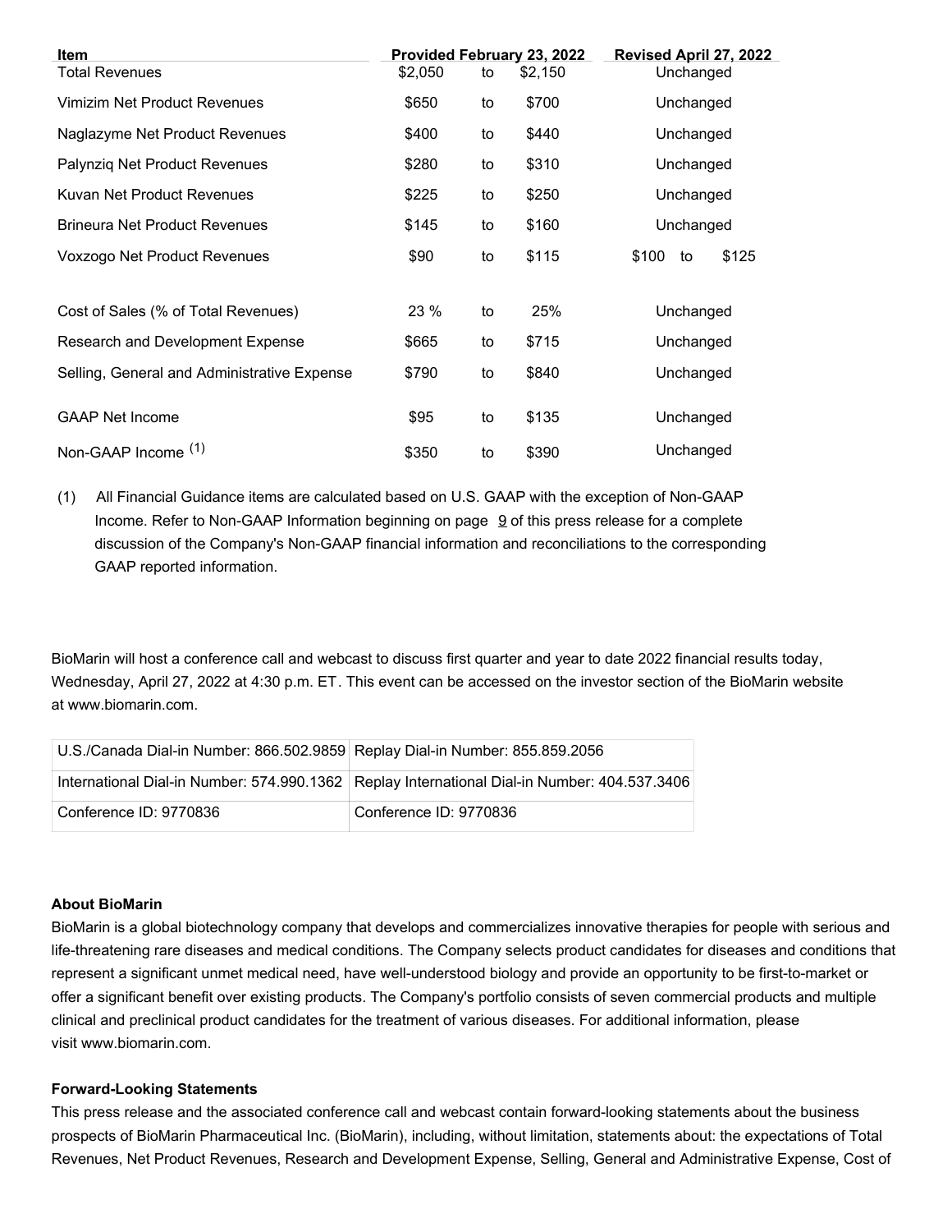| Item | Provided February 23, 2022 | | | Revised April 27, 2022 | | |
|---|---|---|---|---|---|---|
| Total Revenues | $2,050 | to | $2,150 | Unchanged | | |
| Vimizim Net Product Revenues | $650 | to | $700 | Unchanged | | |
| Naglazyme Net Product Revenues | $400 | to | $440 | Unchanged | | |
| Palynziq Net Product Revenues | $280 | to | $310 | Unchanged | | |
| Kuvan Net Product Revenues | $225 | to | $250 | Unchanged | | |
| Brineura Net Product Revenues | $145 | to | $160 | Unchanged | | |
| Voxzogo Net Product Revenues | $90 | to | $115 | $100 | to | $125 |
| | | | | | | |
| Cost of Sales (% of Total Revenues) | 23 % | to | 25% | Unchanged | | |
| Research and Development Expense | $665 | to | $715 | Unchanged | | |
| Selling, General and Administrative Expense | $790 | to | $840 | Unchanged | | |
| | | | | | | |
| GAAP Net Income | $95 | to | $135 | Unchanged | | |
| Non-GAAP Income [(1)] | $350 | to | $390 | Unchanged | | |

(1) All Financial Guidance items are calculated based on U.S. GAAP with the exception of Non-GAAP Income. Refer to Non-GAAP Information beginning on page 9 of this press release for a complete discussion of the Company's Non-GAAP financial information and reconciliations to the corresponding GAAP reported information.

BioMarin will host a conference call and webcast to discuss first quarter and year to date 2022 financial results today, Wednesday, April 27, 2022 at 4:30 p.m. ET. This event can be accessed on the investor section of the BioMarin website at www.biomarin.com.

| U.S./Canada Dial-in Number: 866.502.9859 | Replay Dial-in Number: 855.859.2056 |
|---|---|
| International Dial-in Number: 574.990.1362 | Replay International Dial-in Number: 404.537.3406 |
| Conference ID: 9770836 | Conference ID: 9770836 |

**About BioMarin**

BioMarin is a global biotechnology company that develops and commercializes innovative therapies for people with serious and life-threatening rare diseases and medical conditions. The Company selects product candidates for diseases and conditions that represent a significant unmet medical need, have well-understood biology and provide an opportunity to be first-to-market or offer a significant benefit over existing products. The Company's portfolio consists of seven commercial products and multiple clinical and preclinical product candidates for the treatment of various diseases. For additional information, please visit www.biomarin.com.

**Forward-Looking Statements**

This press release and the associated conference call and webcast contain forward-looking statements about the business prospects of BioMarin Pharmaceutical Inc. (BioMarin), including, without limitation, statements about: the expectations of Total Revenues, Net Product Revenues, Research and Development Expense, Selling, General and Administrative Expense, Cost of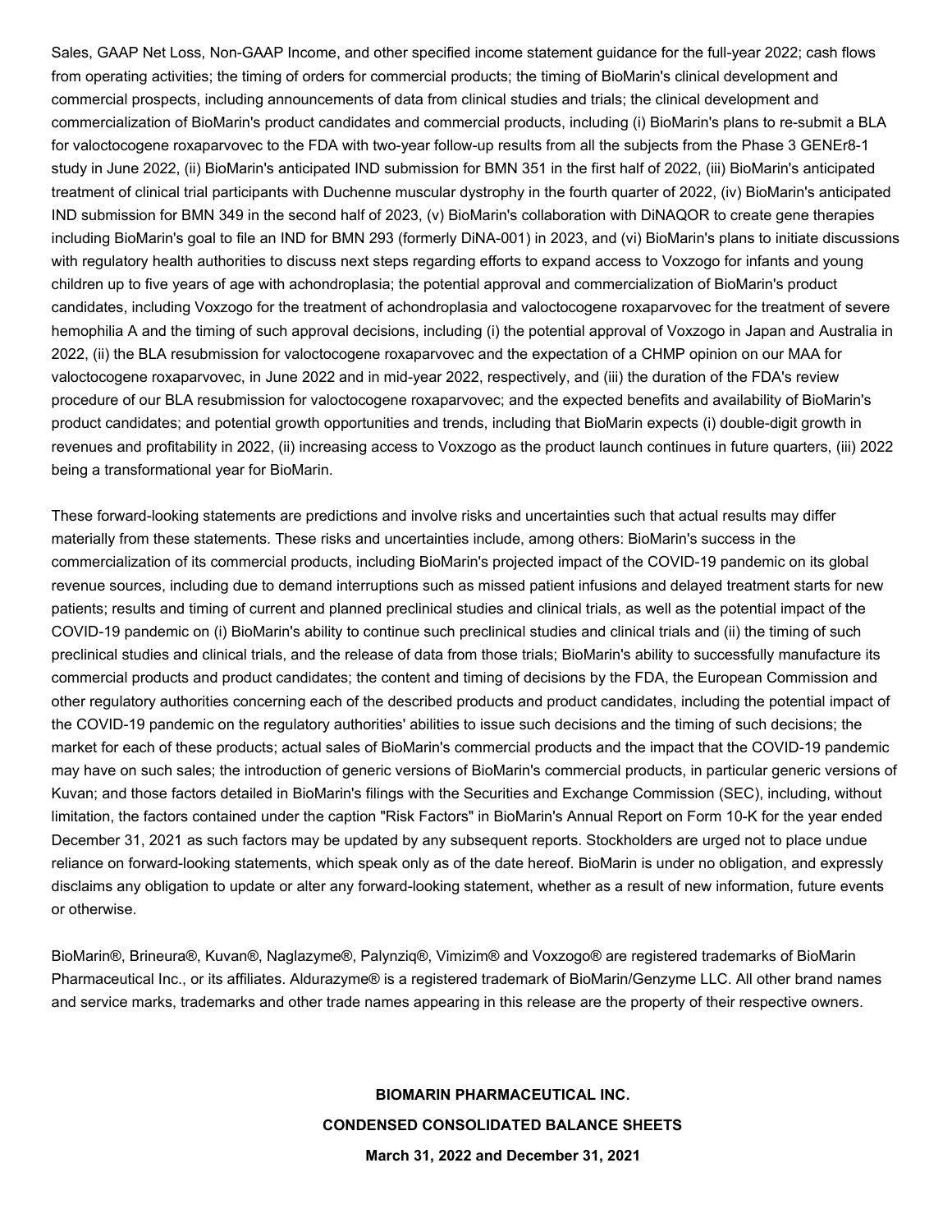Sales, GAAP Net Loss, Non-GAAP Income, and other specified income statement guidance for the full-year 2022; cash flows from operating activities; the timing of orders for commercial products; the timing of BioMarin's clinical development and commercial prospects, including announcements of data from clinical studies and trials; the clinical development and commercialization of BioMarin's product candidates and commercial products, including (i) BioMarin's plans to re-submit a BLA for valoctocogene roxaparvovec to the FDA with two-year follow-up results from all the subjects from the Phase 3 GENEr8-1 study in June 2022, (ii) BioMarin's anticipated IND submission for BMN 351 in the first half of 2022, (iii) BioMarin's anticipated treatment of clinical trial participants with Duchenne muscular dystrophy in the fourth quarter of 2022, (iv) BioMarin's anticipated IND submission for BMN 349 in the second half of 2023, (v) BioMarin's collaboration with DiNAQOR to create gene therapies including BioMarin's goal to file an IND for BMN 293 (formerly DiNA-001) in 2023, and (vi) BioMarin's plans to initiate discussions with regulatory health authorities to discuss next steps regarding efforts to expand access to Voxzogo for infants and young children up to five years of age with achondroplasia; the potential approval and commercialization of BioMarin's product candidates, including Voxzogo for the treatment of achondroplasia and valoctocogene roxaparvovec for the treatment of severe hemophilia A and the timing of such approval decisions, including (i) the potential approval of Voxzogo in Japan and Australia in 2022, (ii) the BLA resubmission for valoctocogene roxaparvovec and the expectation of a CHMP opinion on our MAA for valoctocogene roxaparvovec, in June 2022 and in mid-year 2022, respectively, and (iii) the duration of the FDA's review procedure of our BLA resubmission for valoctocogene roxaparvovec; and the expected benefits and availability of BioMarin's product candidates; and potential growth opportunities and trends, including that BioMarin expects (i) double-digit growth in revenues and profitability in 2022, (ii) increasing access to Voxzogo as the product launch continues in future quarters, (iii) 2022 being a transformational year for BioMarin.

These forward-looking statements are predictions and involve risks and uncertainties such that actual results may differ materially from these statements. These risks and uncertainties include, among others: BioMarin's success in the commercialization of its commercial products, including BioMarin's projected impact of the COVID-19 pandemic on its global revenue sources, including due to demand interruptions such as missed patient infusions and delayed treatment starts for new patients; results and timing of current and planned preclinical studies and clinical trials, as well as the potential impact of the COVID-19 pandemic on (i) BioMarin's ability to continue such preclinical studies and clinical trials and (ii) the timing of such preclinical studies and clinical trials, and the release of data from those trials; BioMarin's ability to successfully manufacture its commercial products and product candidates; the content and timing of decisions by the FDA, the European Commission and other regulatory authorities concerning each of the described products and product candidates, including the potential impact of the COVID-19 pandemic on the regulatory authorities' abilities to issue such decisions and the timing of such decisions; the market for each of these products; actual sales of BioMarin's commercial products and the impact that the COVID-19 pandemic may have on such sales; the introduction of generic versions of BioMarin's commercial products, in particular generic versions of Kuvan; and those factors detailed in BioMarin's filings with the Securities and Exchange Commission (SEC), including, without limitation, the factors contained under the caption "Risk Factors" in BioMarin's Annual Report on Form 10-K for the year ended December 31, 2021 as such factors may be updated by any subsequent reports. Stockholders are urged not to place undue reliance on forward-looking statements, which speak only as of the date hereof. BioMarin is under no obligation, and expressly disclaims any obligation to update or alter any forward-looking statement, whether as a result of new information, future events or otherwise.

BioMarin®, Brineura®, Kuvan®, Naglazyme®, Palynziq®, Vimizim® and Voxzogo® are registered trademarks of BioMarin Pharmaceutical Inc., or its affiliates. Aldurazyme® is a registered trademark of BioMarin/Genzyme LLC. All other brand names and service marks, trademarks and other trade names appearing in this release are the property of their respective owners.

**BIOMARIN PHARMACEUTICAL INC.**

**CONDENSED CONSOLIDATED BALANCE SHEETS**

**March 31, 2022 and December 31, 2021**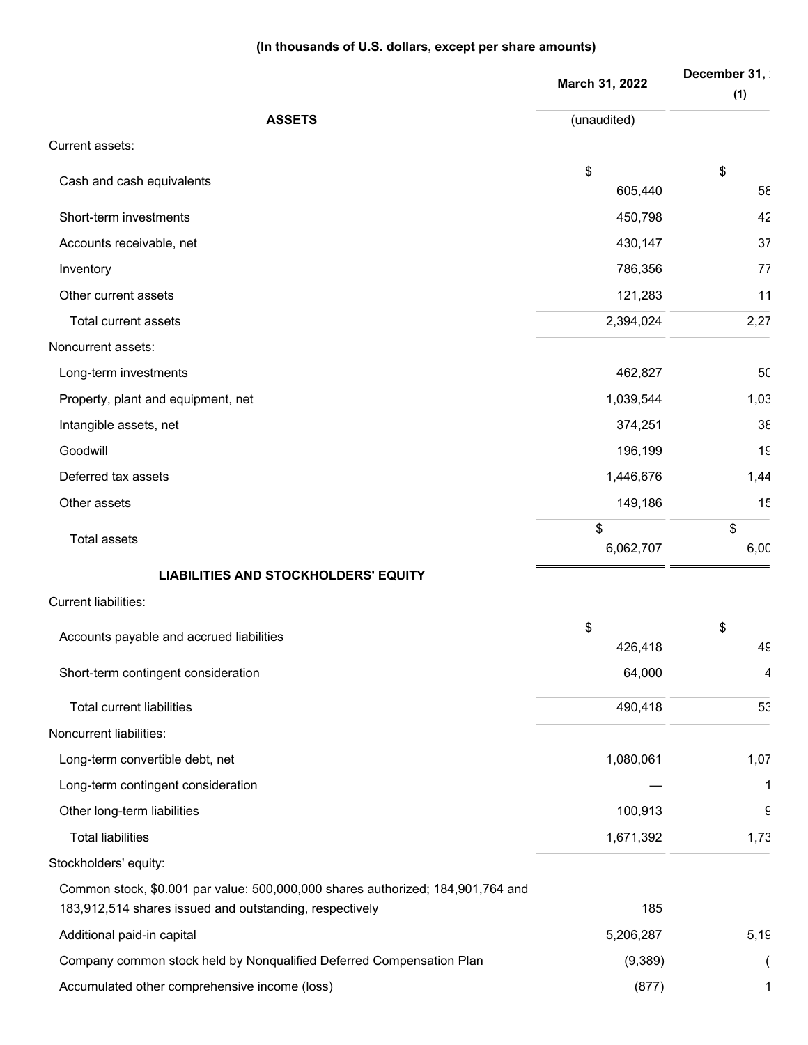**(In thousands of U.S. dollars, except per share amounts)**

| | March 31, 2022 | December 31, (1) |
|---|---|---|
| **ASSETS** | (unaudited) | |
| Current assets: | | |
| Cash and cash equivalents | $ 605,440 | $ 58 |
| Short-term investments | 450,798 | 42 |
| Accounts receivable, net | 430,147 | 37 |
| Inventory | 786,356 | 77 |
| Other current assets | 121,283 | 11 |
| Total current assets | 2,394,024 | 2,27 |
| Noncurrent assets: | | |
| Long-term investments | 462,827 | 50 |
| Property, plant and equipment, net | 1,039,544 | 1,03 |
| Intangible assets, net | 374,251 | 38 |
| Goodwill | 196,199 | 19 |
| Deferred tax assets | 1,446,676 | 1,44 |
| Other assets | 149,186 | 15 |
| Total assets | $ 6,062,707 | $ 6,00 |
| **LIABILITIES AND STOCKHOLDERS' EQUITY** | | |
| Current liabilities: | | |
| Accounts payable and accrued liabilities | $ 426,418 | $ 49 |
| Short-term contingent consideration | 64,000 | 4 |
| Total current liabilities | 490,418 | 53 |
| Noncurrent liabilities: | | |
| Long-term convertible debt, net | 1,080,061 | 1,07 |
| Long-term contingent consideration | — | 1 |
| Other long-term liabilities | 100,913 | 9 |
| Total liabilities | 1,671,392 | 1,73 |
| Stockholders' equity: | | |
| Common stock, $0.001 par value: 500,000,000 shares authorized; 184,901,764 and 183,912,514 shares issued and outstanding, respectively | 185 | |
| Additional paid-in capital | 5,206,287 | 5,19 |
| Company common stock held by Nonqualified Deferred Compensation Plan | (9,389) | ( |
| Accumulated other comprehensive income (loss) | (877) | 1 |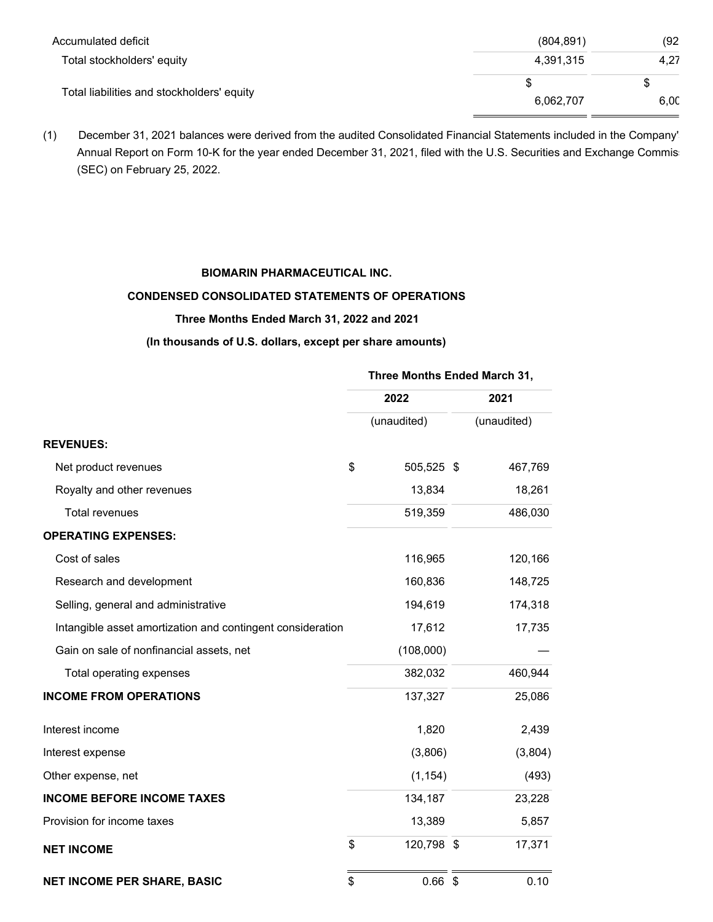| | | |
|---|---|---|
| Accumulated deficit | (804,891) | (92 |
| Total stockholders' equity | 4,391,315 | 4,27 |
| Total liabilities and stockholders' equity | $ 6,062,707 | $ 6,0C |

(1) December 31, 2021 balances were derived from the audited Consolidated Financial Statements included in the Company' Annual Report on Form 10-K for the year ended December 31, 2021, filed with the U.S. Securities and Exchange Commis (SEC) on February 25, 2022.

**BIOMARIN PHARMACEUTICAL INC.**

**CONDENSED CONSOLIDATED STATEMENTS OF OPERATIONS**

**Three Months Ended March 31, 2022 and 2021**

**(In thousands of U.S. dollars, except per share amounts)**

| | Three Months Ended March 31, | |
|---|---|---|
| | 2022 | 2021 |
| | (unaudited) | (unaudited) |
| **REVENUES:** | | |
| Net product revenues | $ 505,525 | $ 467,769 |
| Royalty and other revenues | 13,834 | 18,261 |
| Total revenues | 519,359 | 486,030 |
| **OPERATING EXPENSES:** | | |
| Cost of sales | 116,965 | 120,166 |
| Research and development | 160,836 | 148,725 |
| Selling, general and administrative | 194,619 | 174,318 |
| Intangible asset amortization and contingent consideration | 17,612 | 17,735 |
| Gain on sale of nonfinancial assets, net | (108,000) | — |
| Total operating expenses | 382,032 | 460,944 |
| **INCOME FROM OPERATIONS** | 137,327 | 25,086 |
| Interest income | 1,820 | 2,439 |
| Interest expense | (3,806) | (3,804) |
| Other expense, net | (1,154) | (493) |
| **INCOME BEFORE INCOME TAXES** | 134,187 | 23,228 |
| Provision for income taxes | 13,389 | 5,857 |
| **NET INCOME** | $ 120,798 | $ 17,371 |
| **NET INCOME PER SHARE, BASIC** | $ 0.66 | $ 0.10 |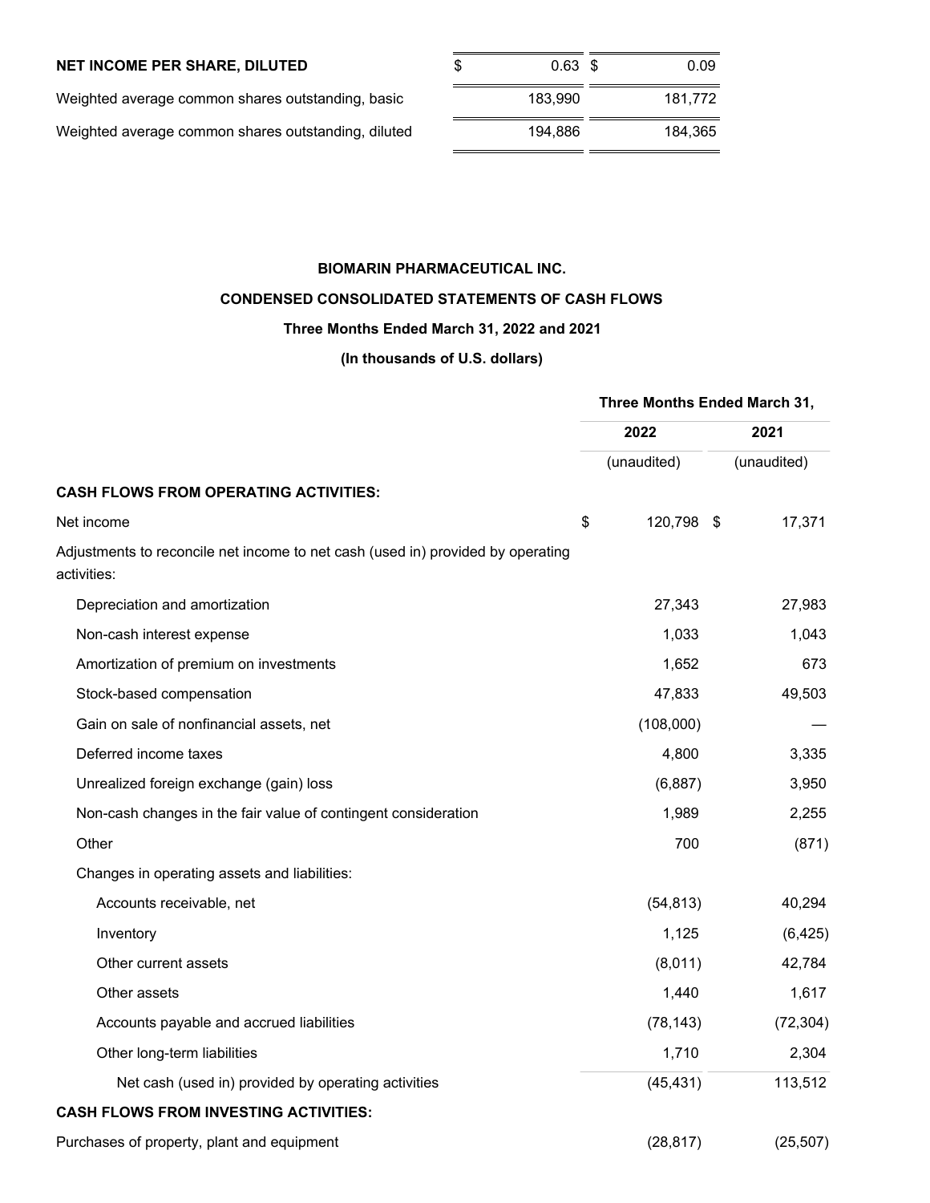| | | |
|---|---|---|
| **NET INCOME PER SHARE, DILUTED** | $ 0.63 | $ 0.09 |
| Weighted average common shares outstanding, basic | 183,990 | 181,772 |
| Weighted average common shares outstanding, diluted | 194,886 | 184,365 |

**BIOMARIN PHARMACEUTICAL INC.**

**CONDENSED CONSOLIDATED STATEMENTS OF CASH FLOWS**

**Three Months Ended March 31, 2022 and 2021**

**(In thousands of U.S. dollars)**

| | Three Months Ended March 31, | |
|---|---|---|
| | 2022 | 2021 |
| | (unaudited) | (unaudited) |
| **CASH FLOWS FROM OPERATING ACTIVITIES:** | | |
| Net income | $ 120,798 | $ 17,371 |
| Adjustments to reconcile net income to net cash (used in) provided by operating activities: | | |
| Depreciation and amortization | 27,343 | 27,983 |
| Non-cash interest expense | 1,033 | 1,043 |
| Amortization of premium on investments | 1,652 | 673 |
| Stock-based compensation | 47,833 | 49,503 |
| Gain on sale of nonfinancial assets, net | (108,000) | — |
| Deferred income taxes | 4,800 | 3,335 |
| Unrealized foreign exchange (gain) loss | (6,887) | 3,950 |
| Non-cash changes in the fair value of contingent consideration | 1,989 | 2,255 |
| Other | 700 | (871) |
| Changes in operating assets and liabilities: | | |
| Accounts receivable, net | (54,813) | 40,294 |
| Inventory | 1,125 | (6,425) |
| Other current assets | (8,011) | 42,784 |
| Other assets | 1,440 | 1,617 |
| Accounts payable and accrued liabilities | (78,143) | (72,304) |
| Other long-term liabilities | 1,710 | 2,304 |
| Net cash (used in) provided by operating activities | (45,431) | 113,512 |
| **CASH FLOWS FROM INVESTING ACTIVITIES:** | | |
| Purchases of property, plant and equipment | (28,817) | (25,507) |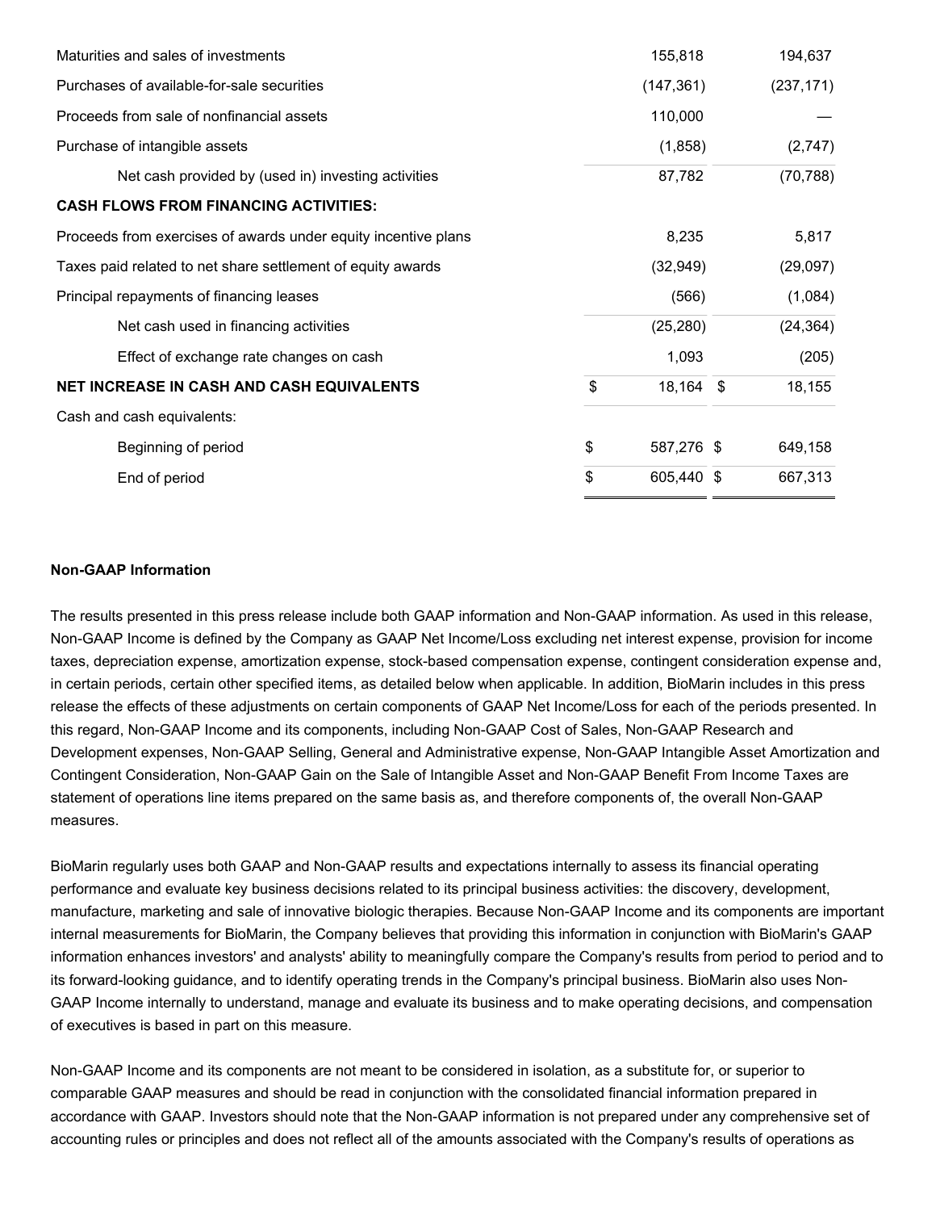| | | |
|---|---|---|
| Maturities and sales of investments | 155,818 | 194,637 |
| Purchases of available-for-sale securities | (147,361) | (237,171) |
| Proceeds from sale of nonfinancial assets | 110,000 | — |
| Purchase of intangible assets | (1,858) | (2,747) |
| Net cash provided by (used in) investing activities | 87,782 | (70,788) |
| **CASH FLOWS FROM FINANCING ACTIVITIES:** | | |
| Proceeds from exercises of awards under equity incentive plans | 8,235 | 5,817 |
| Taxes paid related to net share settlement of equity awards | (32,949) | (29,097) |
| Principal repayments of financing leases | (566) | (1,084) |
| Net cash used in financing activities | (25,280) | (24,364) |
| Effect of exchange rate changes on cash | 1,093 | (205) |
| **NET INCREASE IN CASH AND CASH EQUIVALENTS** | $ 18,164 | $ 18,155 |
| Cash and cash equivalents: | | |
| Beginning of period | $ 587,276 | $ 649,158 |
| End of period | $ 605,440 | $ 667,313 |

**Non-GAAP Information**

The results presented in this press release include both GAAP information and Non-GAAP information. As used in this release, Non-GAAP Income is defined by the Company as GAAP Net Income/Loss excluding net interest expense, provision for income taxes, depreciation expense, amortization expense, stock-based compensation expense, contingent consideration expense and, in certain periods, certain other specified items, as detailed below when applicable. In addition, BioMarin includes in this press release the effects of these adjustments on certain components of GAAP Net Income/Loss for each of the periods presented. In this regard, Non-GAAP Income and its components, including Non-GAAP Cost of Sales, Non-GAAP Research and Development expenses, Non-GAAP Selling, General and Administrative expense, Non-GAAP Intangible Asset Amortization and Contingent Consideration, Non-GAAP Gain on the Sale of Intangible Asset and Non-GAAP Benefit From Income Taxes are statement of operations line items prepared on the same basis as, and therefore components of, the overall Non-GAAP measures.

BioMarin regularly uses both GAAP and Non-GAAP results and expectations internally to assess its financial operating performance and evaluate key business decisions related to its principal business activities: the discovery, development, manufacture, marketing and sale of innovative biologic therapies. Because Non-GAAP Income and its components are important internal measurements for BioMarin, the Company believes that providing this information in conjunction with BioMarin's GAAP information enhances investors' and analysts' ability to meaningfully compare the Company's results from period to period and to its forward-looking guidance, and to identify operating trends in the Company's principal business. BioMarin also uses Non-GAAP Income internally to understand, manage and evaluate its business and to make operating decisions, and compensation of executives is based in part on this measure.

Non-GAAP Income and its components are not meant to be considered in isolation, as a substitute for, or superior to comparable GAAP measures and should be read in conjunction with the consolidated financial information prepared in accordance with GAAP. Investors should note that the Non-GAAP information is not prepared under any comprehensive set of accounting rules or principles and does not reflect all of the amounts associated with the Company's results of operations as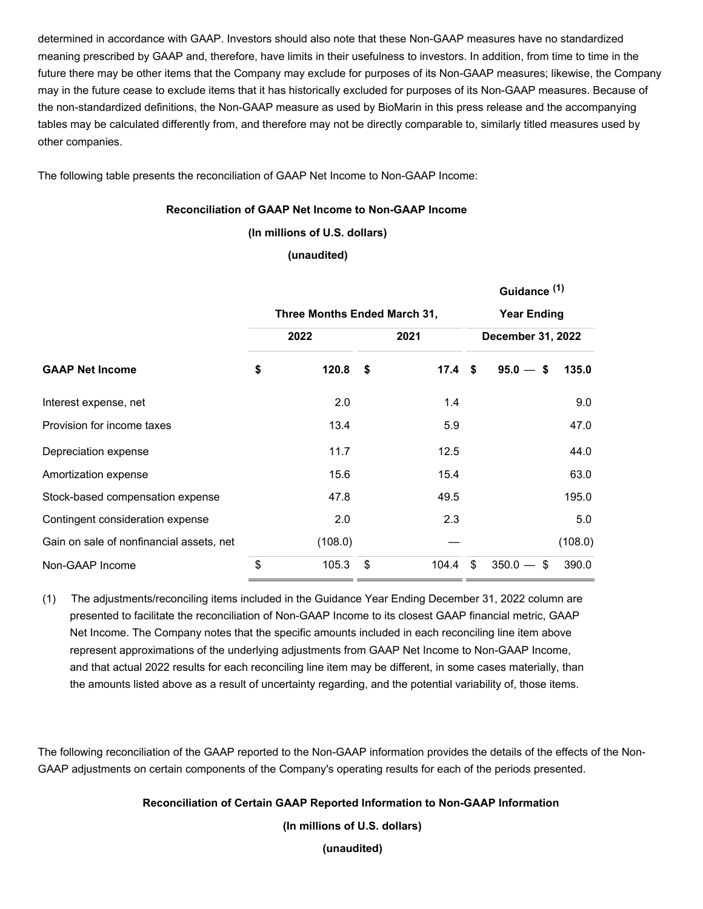determined in accordance with GAAP. Investors should also note that these Non-GAAP measures have no standardized meaning prescribed by GAAP and, therefore, have limits in their usefulness to investors. In addition, from time to time in the future there may be other items that the Company may exclude for purposes of its Non-GAAP measures; likewise, the Company may in the future cease to exclude items that it has historically excluded for purposes of its Non-GAAP measures. Because of the non-standardized definitions, the Non-GAAP measure as used by BioMarin in this press release and the accompanying tables may be calculated differently from, and therefore may not be directly comparable to, similarly titled measures used by other companies.

The following table presents the reconciliation of GAAP Net Income to Non-GAAP Income:

**Reconciliation of GAAP Net Income to Non-GAAP Income**

**(In millions of U.S. dollars)**

**(unaudited)**

| | Three Months Ended March 31, | | Guidance [(1)] Year Ending |
|---|---|---|---|
| | **2022** | **2021** | **December 31, 2022** |
| **GAAP Net Income** | **$ 120.8** | **$ 17.4** | **$ 95.0 — $ 135.0** |
| Interest expense, net | 2.0 | 1.4 | 9.0 |
| Provision for income taxes | 13.4 | 5.9 | 47.0 |
| Depreciation expense | 11.7 | 12.5 | 44.0 |
| Amortization expense | 15.6 | 15.4 | 63.0 |
| Stock-based compensation expense | 47.8 | 49.5 | 195.0 |
| Contingent consideration expense | 2.0 | 2.3 | 5.0 |
| Gain on sale of nonfinancial assets, net | (108.0) | — | (108.0) |
| Non-GAAP Income | $ 105.3 | $ 104.4 | $ 350.0 — $ 390.0 |

(1) The adjustments/reconciling items included in the Guidance Year Ending December 31, 2022 column are presented to facilitate the reconciliation of Non-GAAP Income to its closest GAAP financial metric, GAAP Net Income. The Company notes that the specific amounts included in each reconciling line item above represent approximations of the underlying adjustments from GAAP Net Income to Non-GAAP Income, and that actual 2022 results for each reconciling line item may be different, in some cases materially, than the amounts listed above as a result of uncertainty regarding, and the potential variability of, those items.

The following reconciliation of the GAAP reported to the Non-GAAP information provides the details of the effects of the Non-GAAP adjustments on certain components of the Company's operating results for each of the periods presented.

**Reconciliation of Certain GAAP Reported Information to Non-GAAP Information**

**(In millions of U.S. dollars)**

**(unaudited)**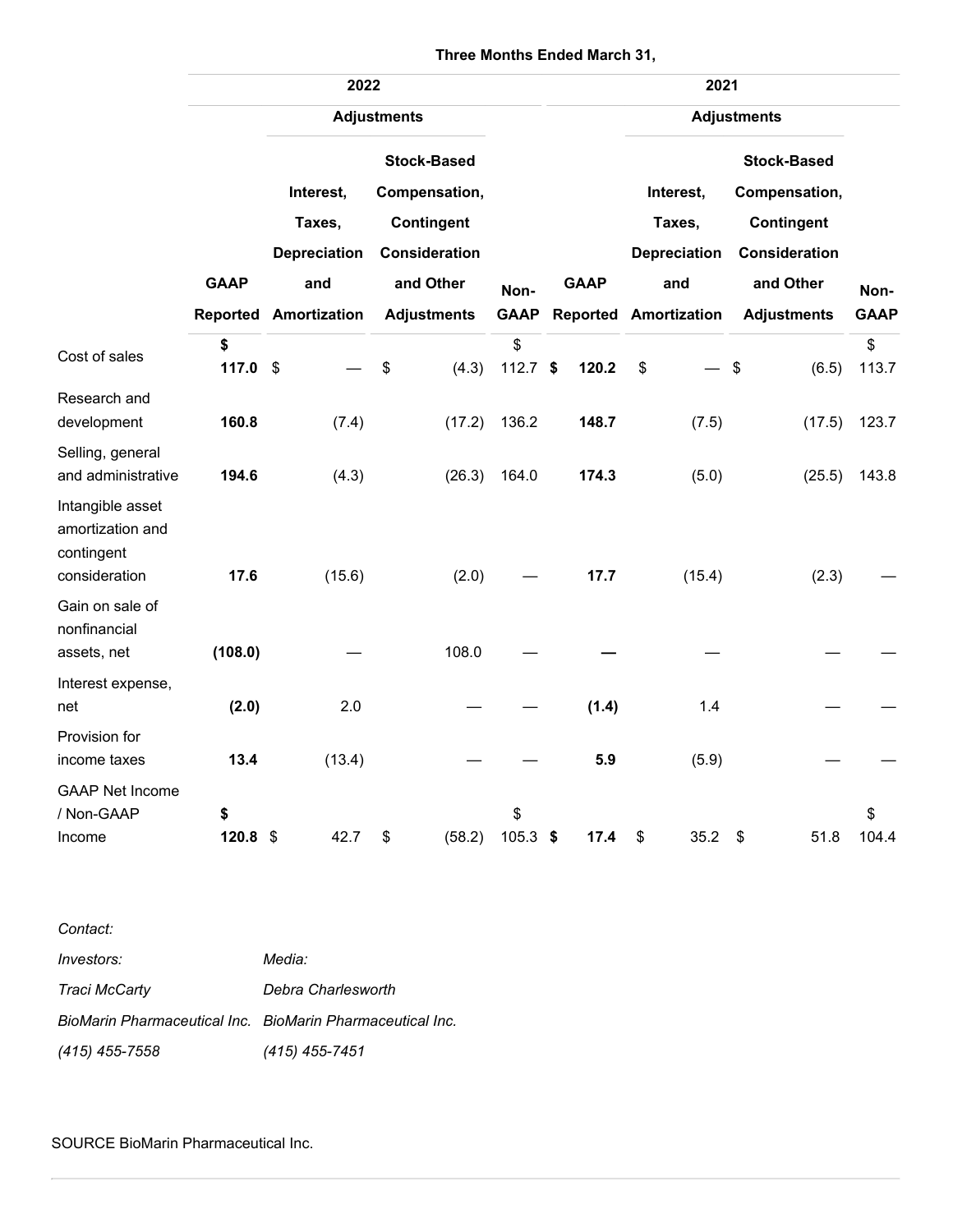| | Three Months Ended March 31, | | | | | | | |
|---|---|---|---|---|---|---|---|---|
| | 2022 | | | | 2021 | | | |
| | | Adjustments | | | | Adjustments | | |
| | GAAP Reported | Interest, Taxes, Depreciation and Amortization | Stock-Based Compensation, Contingent Consideration and Other Adjustments | Non-GAAP | GAAP Reported | Interest, Taxes, Depreciation and Amortization | Stock-Based Compensation, Contingent Consideration and Other Adjustments | Non-GAAP |
| Cost of sales | **$ 117.0** | $ — | $ (4.3) | $ 112.7 | **$ 120.2** | $ — | $ (6.5) | $ 113.7 |
| Research and development | **160.8** | (7.4) | (17.2) | 136.2 | **148.7** | (7.5) | (17.5) | 123.7 |
| Selling, general and administrative | **194.6** | (4.3) | (26.3) | 164.0 | **174.3** | (5.0) | (25.5) | 143.8 |
| Intangible asset amortization and contingent consideration | **17.6** | (15.6) | (2.0) | — | **17.7** | (15.4) | (2.3) | — |
| Gain on sale of nonfinancial assets, net | **(108.0)** | — | 108.0 | — | **—** | — | — | — |
| Interest expense, net | **(2.0)** | 2.0 | — | — | **(1.4)** | 1.4 | — | — |
| Provision for income taxes | **13.4** | (13.4) | — | — | **5.9** | (5.9) | — | — |
| GAAP Net Income / Non-GAAP Income | **$ 120.8** | $ 42.7 | $ (58.2) | $ 105.3 | **$ 17.4** | $ 35.2 | $ 51.8 | $ 104.4 |

*Contact:*

| *Investors:* | *Media:* |
|---|---|
| *Traci McCarty* | *Debra Charlesworth* |
| *BioMarin Pharmaceutical Inc.* | *BioMarin Pharmaceutical Inc.* |
| *(415) 455-7558* | *(415) 455-7451* |

SOURCE BioMarin Pharmaceutical Inc.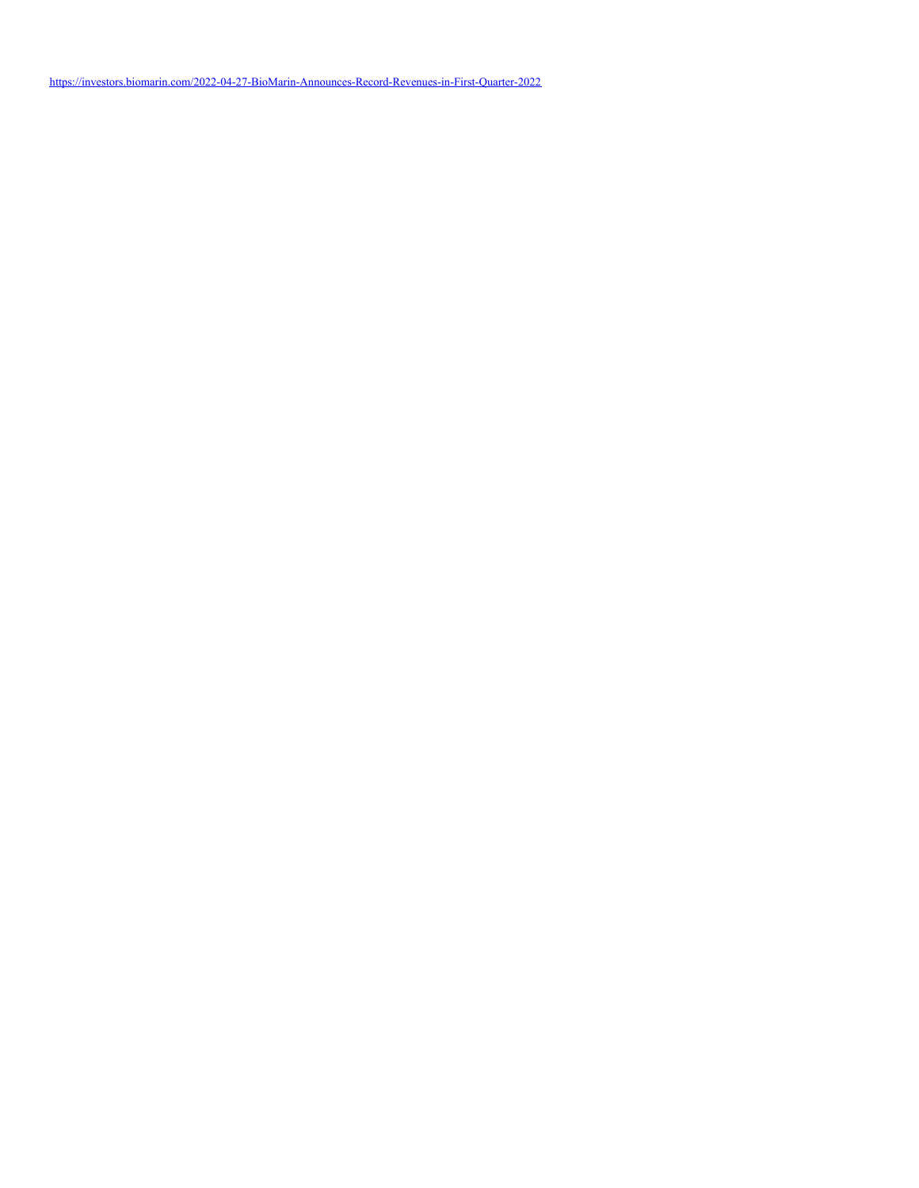https://investors.biomarin.com/2022-04-27-BioMarin-Announces-Record-Revenues-in-First-Quarter-2022